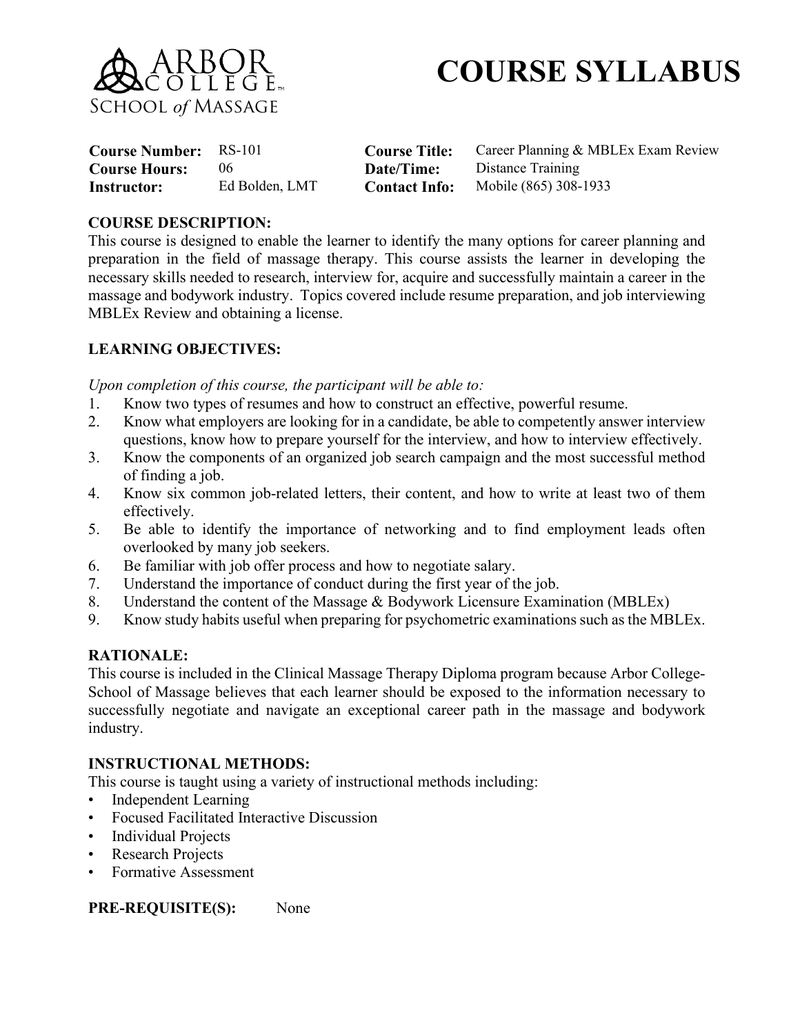ARBOR COLLEGE™
SCHOOL *of* MASSAGE

# COURSE SYLLABUS

| | | | |
|---|---|---|---|
| **Course Number:** | RS-101 | **Course Title:** | Career Planning & MBLEx Exam Review |
| **Course Hours:** | 06 | **Date/Time:** | Distance Training |
| **Instructor:** | Ed Bolden, LMT | **Contact Info:** | Mobile (865) 308-1933 |

## COURSE DESCRIPTION:

This course is designed to enable the learner to identify the many options for career planning and preparation in the field of massage therapy. This course assists the learner in developing the necessary skills needed to research, interview for, acquire and successfully maintain a career in the massage and bodywork industry. Topics covered include resume preparation, and job interviewing MBLEx Review and obtaining a license.

## LEARNING OBJECTIVES:

*Upon completion of this course, the participant will be able to:*

1. Know two types of resumes and how to construct an effective, powerful resume.
2. Know what employers are looking for in a candidate, be able to competently answer interview questions, know how to prepare yourself for the interview, and how to interview effectively.
3. Know the components of an organized job search campaign and the most successful method of finding a job.
4. Know six common job-related letters, their content, and how to write at least two of them effectively.
5. Be able to identify the importance of networking and to find employment leads often overlooked by many job seekers.
6. Be familiar with job offer process and how to negotiate salary.
7. Understand the importance of conduct during the first year of the job.
8. Understand the content of the Massage & Bodywork Licensure Examination (MBLEx)
9. Know study habits useful when preparing for psychometric examinations such as the MBLEx.

## RATIONALE:

This course is included in the Clinical Massage Therapy Diploma program because Arbor College-School of Massage believes that each learner should be exposed to the information necessary to successfully negotiate and navigate an exceptional career path in the massage and bodywork industry.

## INSTRUCTIONAL METHODS:

This course is taught using a variety of instructional methods including:

- Independent Learning
- Focused Facilitated Interactive Discussion
- Individual Projects
- Research Projects
- Formative Assessment

**PRE-REQUISITE(S):** None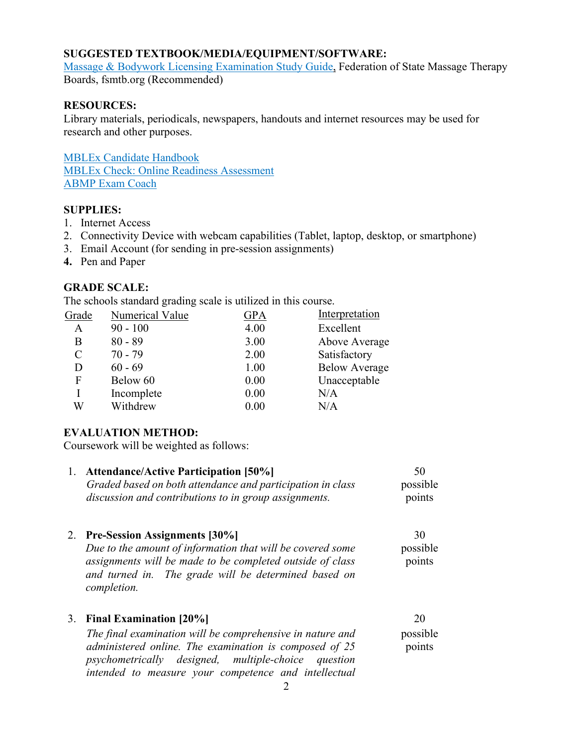**SUGGESTED TEXTBOOK/MEDIA/EQUIPMENT/SOFTWARE:**
Massage & Bodywork Licensing Examination Study Guide, Federation of State Massage Therapy Boards, fsmtb.org (Recommended)

**RESOURCES:**
Library materials, periodicals, newspapers, handouts and internet resources may be used for research and other purposes.

MBLEx Candidate Handbook
MBLEx Check: Online Readiness Assessment
ABMP Exam Coach

**SUPPLIES:**

1. Internet Access
2. Connectivity Device with webcam capabilities (Tablet, laptop, desktop, or smartphone)
3. Email Account (for sending in pre-session assignments)
4. Pen and Paper

**GRADE SCALE:**
The schools standard grading scale is utilized in this course.

| Grade | Numerical Value | GPA | Interpretation |
|---|---|---|---|
| A | 90 - 100 | 4.00 | Excellent |
| B | 80 - 89 | 3.00 | Above Average |
| C | 70 - 79 | 2.00 | Satisfactory |
| D | 60 - 69 | 1.00 | Below Average |
| F | Below 60 | 0.00 | Unacceptable |
| I | Incomplete | 0.00 | N/A |
| W | Withdrew | 0.00 | N/A |

**EVALUATION METHOD:**
Coursework will be weighted as follows:

1. **Attendance/Active Participation [50%]** — 50 possible points
   *Graded based on both attendance and participation in class discussion and contributions to in group assignments.*

2. **Pre-Session Assignments [30%]** — 30 possible points
   *Due to the amount of information that will be covered some assignments will be made to be completed outside of class and turned in. The grade will be determined based on completion.*

3. **Final Examination [20%]** — 20 possible points
   *The final examination will be comprehensive in nature and administered online. The examination is composed of 25 psychometrically designed, multiple-choice question intended to measure your competence and intellectual*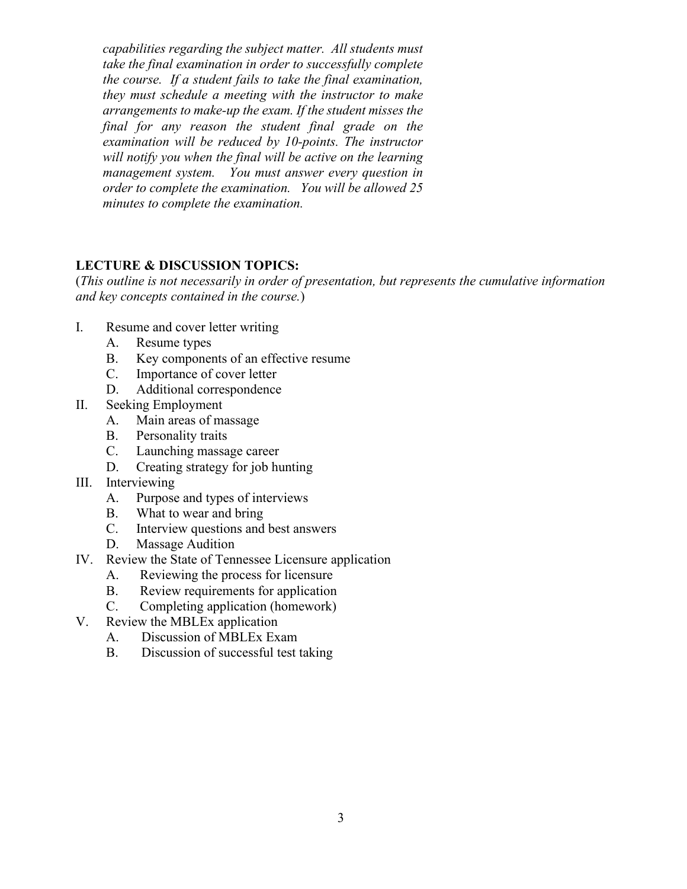*capabilities regarding the subject matter. All students must take the final examination in order to successfully complete the course. If a student fails to take the final examination, they must schedule a meeting with the instructor to make arrangements to make-up the exam. If the student misses the final for any reason the student final grade on the examination will be reduced by 10-points. The instructor will notify you when the final will be active on the learning management system. You must answer every question in order to complete the examination. You will be allowed 25 minutes to complete the examination.*

**LECTURE & DISCUSSION TOPICS:**

(*This outline is not necessarily in order of presentation, but represents the cumulative information and key concepts contained in the course.*)

I. Resume and cover letter writing
   A. Resume types
   B. Key components of an effective resume
   C. Importance of cover letter
   D. Additional correspondence

II. Seeking Employment
   A. Main areas of massage
   B. Personality traits
   C. Launching massage career
   D. Creating strategy for job hunting

III. Interviewing
   A. Purpose and types of interviews
   B. What to wear and bring
   C. Interview questions and best answers
   D. Massage Audition

IV. Review the State of Tennessee Licensure application
   A. Reviewing the process for licensure
   B. Review requirements for application
   C. Completing application (homework)

V. Review the MBLEx application
   A. Discussion of MBLEx Exam
   B. Discussion of successful test taking